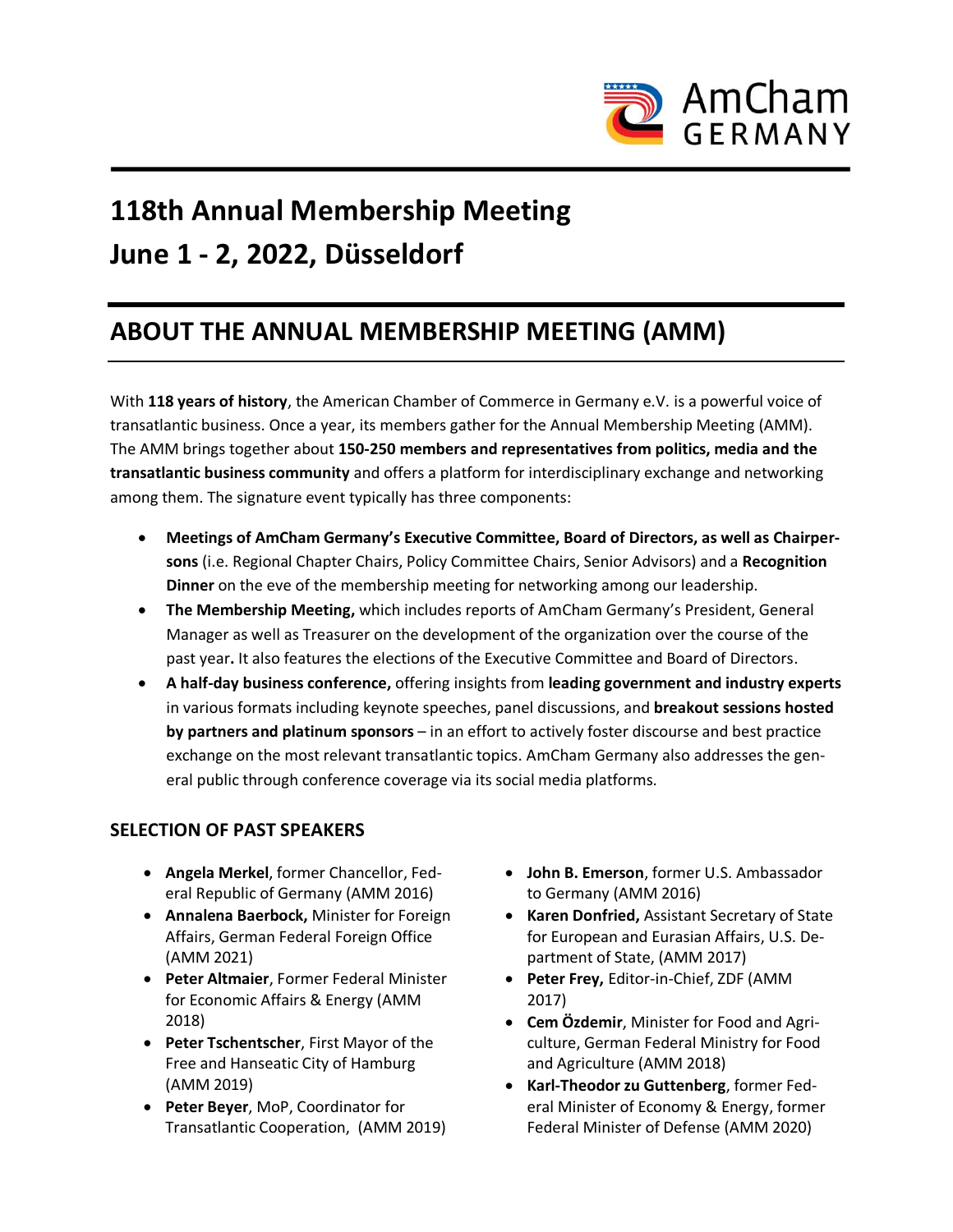# 118th Annual Membership Meeting

# June 1 - 2, 2022, Düsseldorf

## ABOUT THE ANNUAL MEMBERSHIP MEETING (AMM)

With **118 years of history**, the American Chamber of Commerce in Germany e.V. is a powerful voice of transatlantic business. Once a year, its members gather for the Annual Membership Meeting (AMM). The AMM brings together about **150-250 members and representatives from politics, media and the transatlantic business community** and offers a platform for interdisciplinary exchange and networking among them. The signature event typically has three components:

- **Meetings of AmCham Germany's Executive Committee, Board of Directors, as well as Chairpersons** (i.e. Regional Chapter Chairs, Policy Committee Chairs, Senior Advisors) and a **Recognition Dinner** on the eve of the membership meeting for networking among our leadership.
- **The Membership Meeting,** which includes reports of AmCham Germany's President, General Manager as well as Treasurer on the development of the organization over the course of the past year**.** It also features the elections of the Executive Committee and Board of Directors.
- **A half-day business conference,** offering insights from **leading government and industry experts** in various formats including keynote speeches, panel discussions, and **breakout sessions hosted by partners and platinum sponsors** – in an effort to actively foster discourse and best practice exchange on the most relevant transatlantic topics. AmCham Germany also addresses the general public through conference coverage via its social media platforms.

### SELECTION OF PAST SPEAKERS

- **Angela Merkel**, former Chancellor, Federal Republic of Germany (AMM 2016)
- **Annalena Baerbock,** Minister for Foreign Affairs, German Federal Foreign Office (AMM 2021)
- **Peter Altmaier**, Former Federal Minister for Economic Affairs & Energy (AMM 2018)
- **Peter Tschentscher**, First Mayor of the Free and Hanseatic City of Hamburg (AMM 2019)
- **Peter Beyer**, MoP, Coordinator for Transatlantic Cooperation, (AMM 2019)
- **John B. Emerson**, former U.S. Ambassador to Germany (AMM 2016)
- **Karen Donfried,** Assistant Secretary of State for European and Eurasian Affairs, U.S. Department of State, (AMM 2017)
- **Peter Frey,** Editor-in-Chief, ZDF (AMM 2017)
- **Cem Özdemir**, Minister for Food and Agriculture, German Federal Ministry for Food and Agriculture (AMM 2018)
- **Karl-Theodor zu Guttenberg**, former Federal Minister of Economy & Energy, former Federal Minister of Defense (AMM 2020)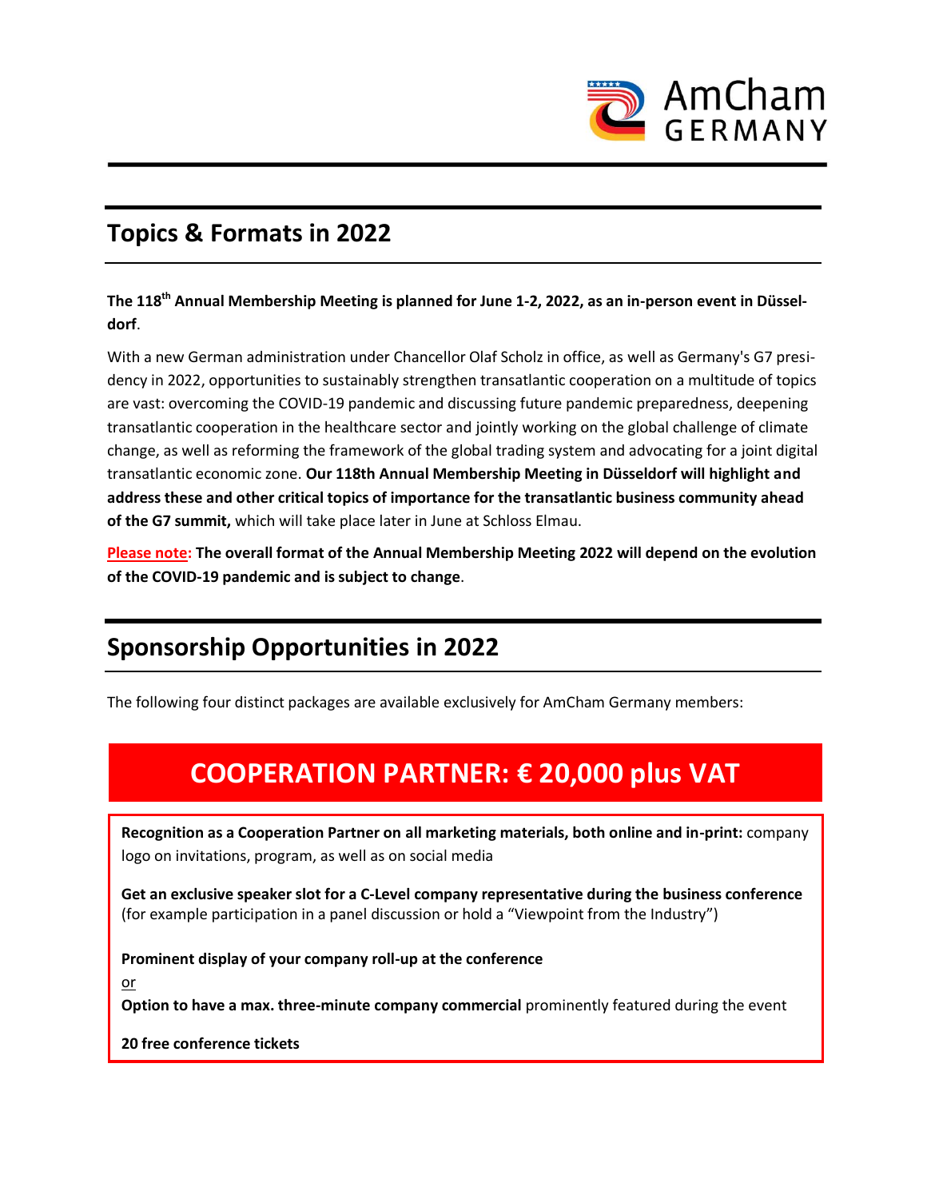## Topics & Formats in 2022

**The 118th Annual Membership Meeting is planned for June 1-2, 2022, as an in-person event in Düsseldorf**.

With a new German administration under Chancellor Olaf Scholz in office, as well as Germany's G7 presidency in 2022, opportunities to sustainably strengthen transatlantic cooperation on a multitude of topics are vast: overcoming the COVID-19 pandemic and discussing future pandemic preparedness, deepening transatlantic cooperation in the healthcare sector and jointly working on the global challenge of climate change, as well as reforming the framework of the global trading system and advocating for a joint digital transatlantic economic zone. **Our 118th Annual Membership Meeting in Düsseldorf will highlight and address these and other critical topics of importance for the transatlantic business community ahead of the G7 summit,** which will take place later in June at Schloss Elmau.

**Please note: The overall format of the Annual Membership Meeting 2022 will depend on the evolution of the COVID-19 pandemic and is subject to change**.

## Sponsorship Opportunities in 2022

The following four distinct packages are available exclusively for AmCham Germany members:

### COOPERATION PARTNER: € 20,000 plus VAT

**Recognition as a Cooperation Partner on all marketing materials, both online and in-print:** company logo on invitations, program, as well as on social media

**Get an exclusive speaker slot for a C-Level company representative during the business conference** (for example participation in a panel discussion or hold a "Viewpoint from the Industry")

**Prominent display of your company roll-up at the conference**

or

**Option to have a max. three-minute company commercial** prominently featured during the event

**20 free conference tickets**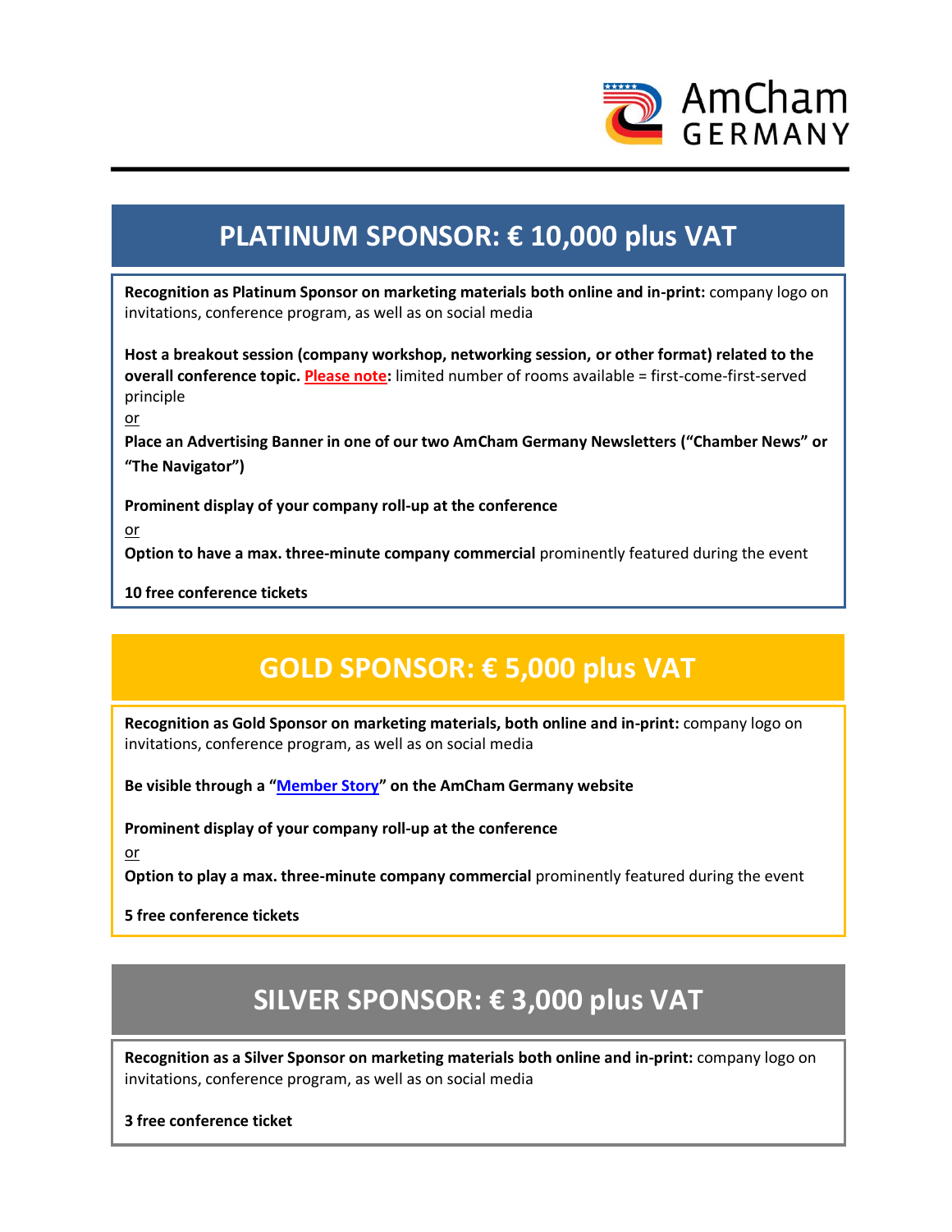## PLATINUM SPONSOR: € 10,000 plus VAT

**Recognition as Platinum Sponsor on marketing materials both online and in-print:** company logo on invitations, conference program, as well as on social media

**Host a breakout session (company workshop, networking session, or other format) related to the overall conference topic. Please note:** limited number of rooms available = first-come-first-served principle

or

**Place an Advertising Banner in one of our two AmCham Germany Newsletters ("Chamber News" or "The Navigator")**

**Prominent display of your company roll-up at the conference**

or

**Option to have a max. three-minute company commercial** prominently featured during the event

**10 free conference tickets**

## GOLD SPONSOR: € 5,000 plus VAT

**Recognition as Gold Sponsor on marketing materials, both online and in-print:** company logo on invitations, conference program, as well as on social media

**Be visible through a "Member Story" on the AmCham Germany website**

**Prominent display of your company roll-up at the conference**

or

**Option to play a max. three-minute company commercial** prominently featured during the event

**5 free conference tickets**

## SILVER SPONSOR: € 3,000 plus VAT

**Recognition as a Silver Sponsor on marketing materials both online and in-print:** company logo on invitations, conference program, as well as on social media

**3 free conference ticket**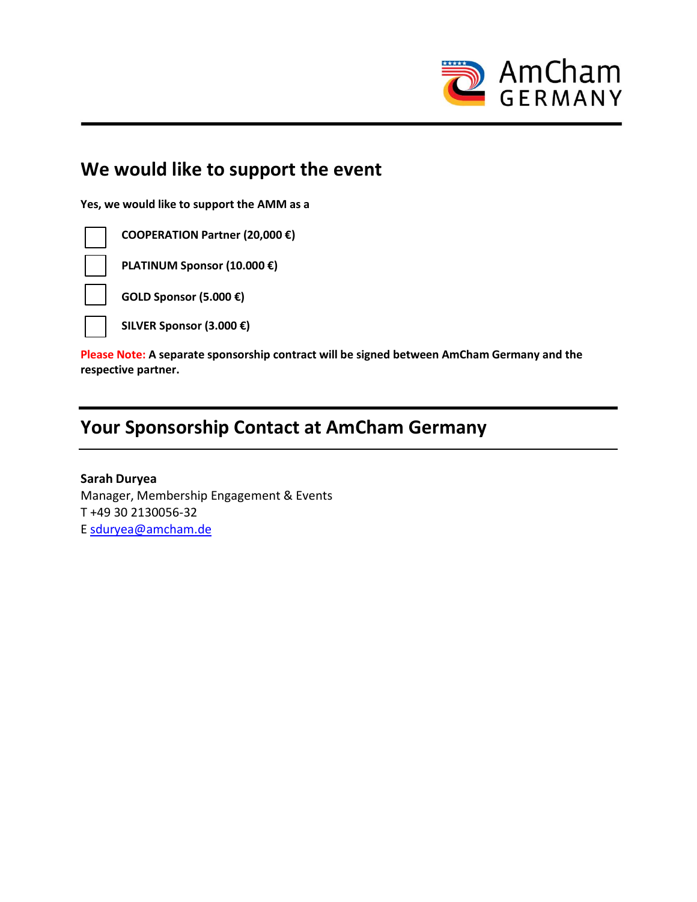## We would like to support the event

**Yes, we would like to support the AMM as a**

- [ ] **COOPERATION Partner (20,000 €)**
- [ ] **PLATINUM Sponsor (10.000 €)**
- [ ] **GOLD Sponsor (5.000 €)**
- [ ] **SILVER Sponsor (3.000 €)**

**Please Note: A separate sponsorship contract will be signed between AmCham Germany and the respective partner.**

## Your Sponsorship Contact at AmCham Germany

**Sarah Duryea**
Manager, Membership Engagement & Events
T +49 30 2130056-32
E sduryea@amcham.de